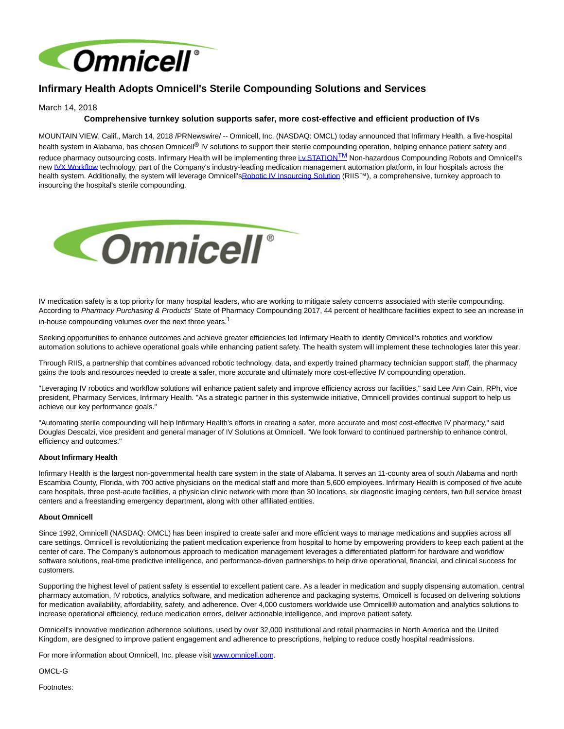# Infirmary Health Adopts Omnicell's Sterile Compounding Solutions and Services

March 14, 2018

**Comprehensive turnkey solution supports safer, more cost-effective and efficient production of IVs**

MOUNTAIN VIEW, Calif., March 14, 2018 /PRNewswire/ -- Omnicell, Inc. (NASDAQ: OMCL) today announced that Infirmary Health, a five-hospital health system in Alabama, has chosen Omnicell® IV solutions to support their sterile compounding operation, helping enhance patient safety and reduce pharmacy outsourcing costs. Infirmary Health will be implementing three i.v.STATION™ Non-hazardous Compounding Robots and Omnicell's new IVX Workflow technology, part of the Company's industry-leading medication management automation platform, in four hospitals across the health system. Additionally, the system will leverage Omnicell'sRobotic IV Insourcing Solution (RIIS™), a comprehensive, turnkey approach to insourcing the hospital's sterile compounding.

IV medication safety is a top priority for many hospital leaders, who are working to mitigate safety concerns associated with sterile compounding. According to *Pharmacy Purchasing & Products'* State of Pharmacy Compounding 2017, 44 percent of healthcare facilities expect to see an increase in in-house compounding volumes over the next three years.[1]

Seeking opportunities to enhance outcomes and achieve greater efficiencies led Infirmary Health to identify Omnicell's robotics and workflow automation solutions to achieve operational goals while enhancing patient safety. The health system will implement these technologies later this year.

Through RIIS, a partnership that combines advanced robotic technology, data, and expertly trained pharmacy technician support staff, the pharmacy gains the tools and resources needed to create a safer, more accurate and ultimately more cost-effective IV compounding operation.

"Leveraging IV robotics and workflow solutions will enhance patient safety and improve efficiency across our facilities," said Lee Ann Cain, RPh, vice president, Pharmacy Services, Infirmary Health. "As a strategic partner in this systemwide initiative, Omnicell provides continual support to help us achieve our key performance goals."

"Automating sterile compounding will help Infirmary Health's efforts in creating a safer, more accurate and most cost-effective IV pharmacy," said Douglas Descalzi, vice president and general manager of IV Solutions at Omnicell. "We look forward to continued partnership to enhance control, efficiency and outcomes."

**About Infirmary Health**

Infirmary Health is the largest non-governmental health care system in the state of Alabama. It serves an 11-county area of south Alabama and north Escambia County, Florida, with 700 active physicians on the medical staff and more than 5,600 employees. Infirmary Health is composed of five acute care hospitals, three post-acute facilities, a physician clinic network with more than 30 locations, six diagnostic imaging centers, two full service breast centers and a freestanding emergency department, along with other affiliated entities.

**About Omnicell**

Since 1992, Omnicell (NASDAQ: OMCL) has been inspired to create safer and more efficient ways to manage medications and supplies across all care settings. Omnicell is revolutionizing the patient medication experience from hospital to home by empowering providers to keep each patient at the center of care. The Company's autonomous approach to medication management leverages a differentiated platform for hardware and workflow software solutions, real-time predictive intelligence, and performance-driven partnerships to help drive operational, financial, and clinical success for customers.

Supporting the highest level of patient safety is essential to excellent patient care. As a leader in medication and supply dispensing automation, central pharmacy automation, IV robotics, analytics software, and medication adherence and packaging systems, Omnicell is focused on delivering solutions for medication availability, affordability, safety, and adherence. Over 4,000 customers worldwide use Omnicell® automation and analytics solutions to increase operational efficiency, reduce medication errors, deliver actionable intelligence, and improve patient safety.

Omnicell's innovative medication adherence solutions, used by over 32,000 institutional and retail pharmacies in North America and the United Kingdom, are designed to improve patient engagement and adherence to prescriptions, helping to reduce costly hospital readmissions.

For more information about Omnicell, Inc. please visit www.omnicell.com.

OMCL-G

Footnotes: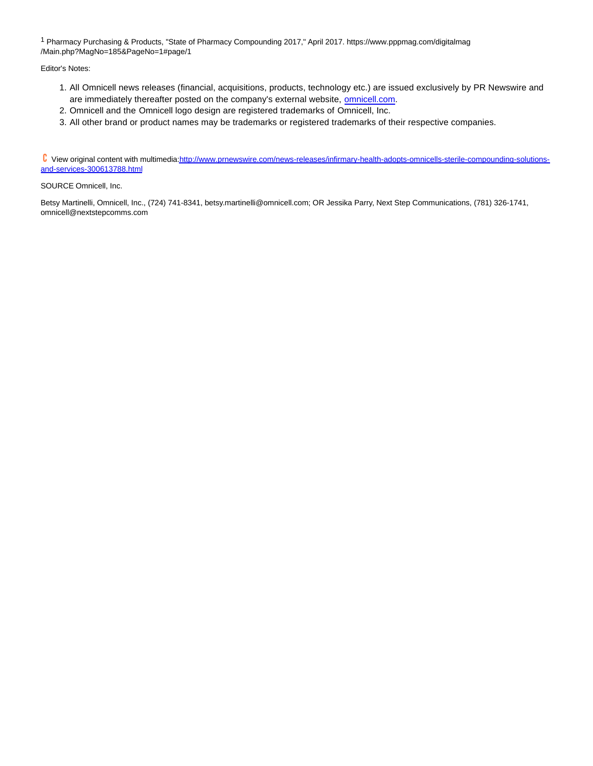[1] Pharmacy Purchasing & Products, "State of Pharmacy Compounding 2017," April 2017. https://www.pppmag.com/digitalmag/Main.php?MagNo=185&PageNo=1#page/1

Editor's Notes:

1. All Omnicell news releases (financial, acquisitions, products, technology etc.) are issued exclusively by PR Newswire and are immediately thereafter posted on the company's external website, omnicell.com.
2. Omnicell and the Omnicell logo design are registered trademarks of Omnicell, Inc.
3. All other brand or product names may be trademarks or registered trademarks of their respective companies.

View original content with multimedia:http://www.prnewswire.com/news-releases/infirmary-health-adopts-omnicells-sterile-compounding-solutions-and-services-300613788.html

SOURCE Omnicell, Inc.

Betsy Martinelli, Omnicell, Inc., (724) 741-8341, betsy.martinelli@omnicell.com; OR Jessika Parry, Next Step Communications, (781) 326-1741, omnicell@nextstepcomms.com